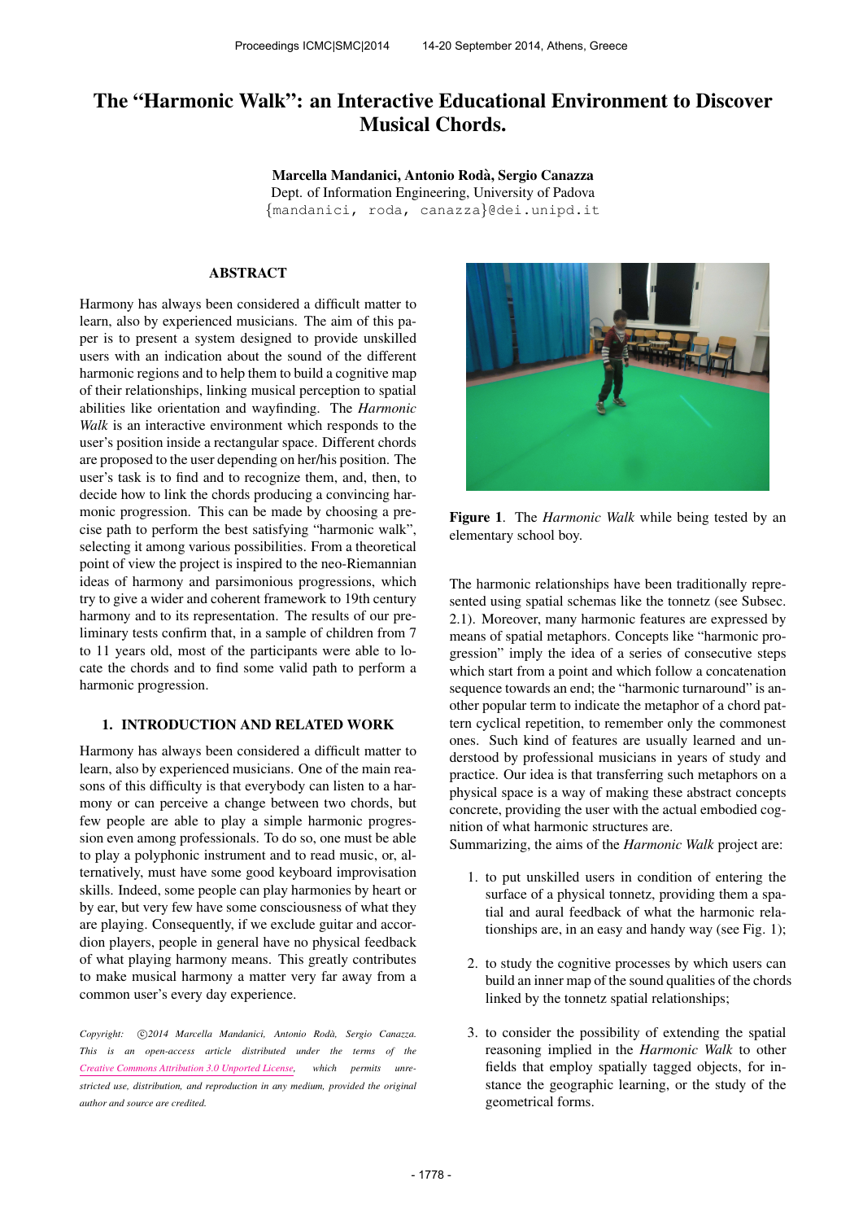# The "Harmonic Walk": an Interactive Educational Environment to Discover Musical Chords.

**Marcella Mandanici, Antonio Rodà, Sergio Canazza**
Dept. of Information Engineering, University of Padova
{mandanici, roda, canazza}@dei.unipd.it

## ABSTRACT

Harmony has always been considered a difficult matter to learn, also by experienced musicians. The aim of this paper is to present a system designed to provide unskilled users with an indication about the sound of the different harmonic regions and to help them to build a cognitive map of their relationships, linking musical perception to spatial abilities like orientation and wayfinding. The *Harmonic Walk* is an interactive environment which responds to the user's position inside a rectangular space. Different chords are proposed to the user depending on her/his position. The user's task is to find and to recognize them, and, then, to decide how to link the chords producing a convincing harmonic progression. This can be made by choosing a precise path to perform the best satisfying "harmonic walk", selecting it among various possibilities. From a theoretical point of view the project is inspired to the neo-Riemannian ideas of harmony and parsimonious progressions, which try to give a wider and coherent framework to 19th century harmony and to its representation. The results of our preliminary tests confirm that, in a sample of children from 7 to 11 years old, most of the participants were able to locate the chords and to find some valid path to perform a harmonic progression.

## 1. INTRODUCTION AND RELATED WORK

Harmony has always been considered a difficult matter to learn, also by experienced musicians. One of the main reasons of this difficulty is that everybody can listen to a harmony or can perceive a change between two chords, but few people are able to play a simple harmonic progression even among professionals. To do so, one must be able to play a polyphonic instrument and to read music, or, alternatively, must have some good keyboard improvisation skills. Indeed, some people can play harmonies by heart or by ear, but very few have some consciousness of what they are playing. Consequently, if we exclude guitar and accordion players, people in general have no physical feedback of what playing harmony means. This greatly contributes to make musical harmony a matter very far away from a common user's every day experience.

*Copyright: ©2014 Marcella Mandanici, Antonio Rodà, Sergio Canazza. This is an open-access article distributed under the terms of the Creative Commons Attribution 3.0 Unported License, which permits unrestricted use, distribution, and reproduction in any medium, provided the original author and source are credited.*

**Figure 1**. The *Harmonic Walk* while being tested by an elementary school boy.

The harmonic relationships have been traditionally represented using spatial schemas like the tonnetz (see Subsec. 2.1). Moreover, many harmonic features are expressed by means of spatial metaphors. Concepts like "harmonic progression" imply the idea of a series of consecutive steps which start from a point and which follow a concatenation sequence towards an end; the "harmonic turnaround" is another popular term to indicate the metaphor of a chord pattern cyclical repetition, to remember only the commonest ones. Such kind of features are usually learned and understood by professional musicians in years of study and practice. Our idea is that transferring such metaphors on a physical space is a way of making these abstract concepts concrete, providing the user with the actual embodied cognition of what harmonic structures are.

Summarizing, the aims of the *Harmonic Walk* project are:

1. to put unskilled users in condition of entering the surface of a physical tonnetz, providing them a spatial and aural feedback of what the harmonic relationships are, in an easy and handy way (see Fig. 1);

2. to study the cognitive processes by which users can build an inner map of the sound qualities of the chords linked by the tonnetz spatial relationships;

3. to consider the possibility of extending the spatial reasoning implied in the *Harmonic Walk* to other fields that employ spatially tagged objects, for instance the geographic learning, or the study of the geometrical forms.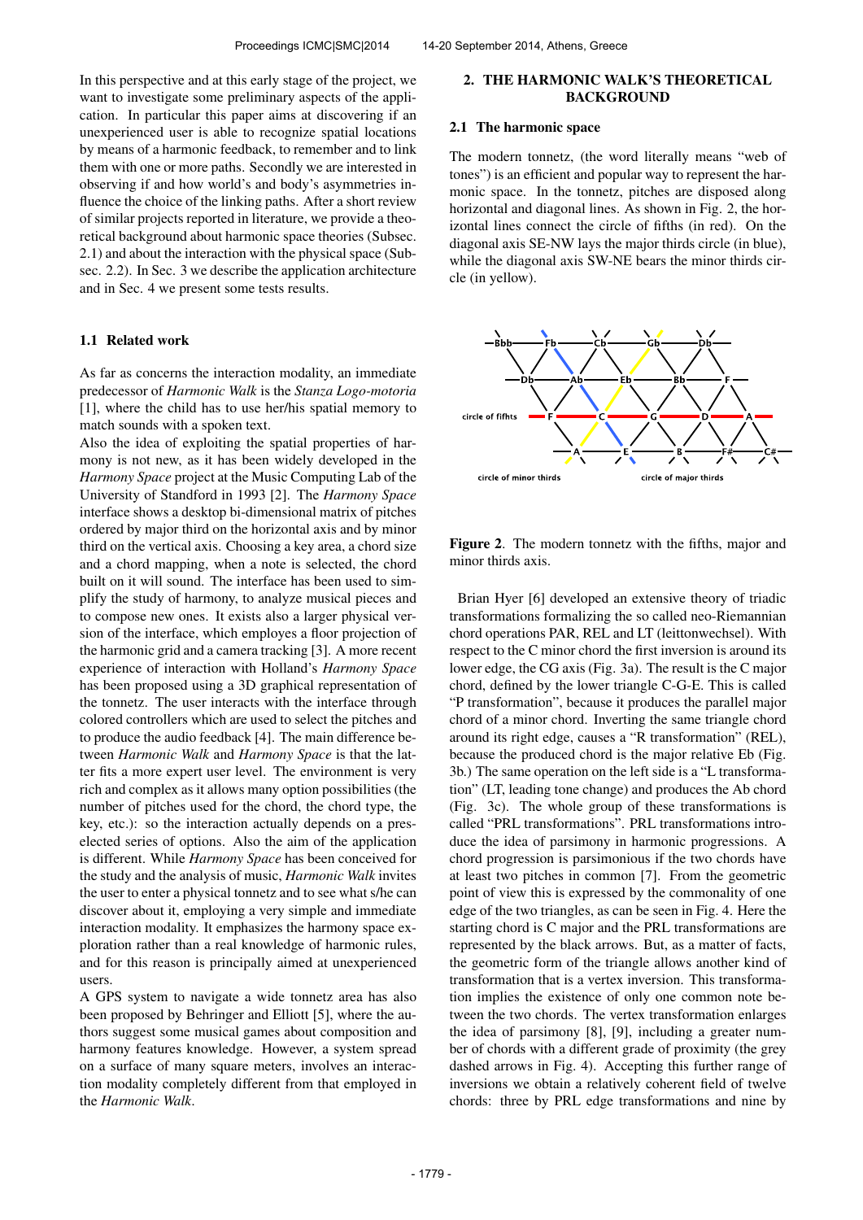In this perspective and at this early stage of the project, we want to investigate some preliminary aspects of the application. In particular this paper aims at discovering if an unexperienced user is able to recognize spatial locations by means of a harmonic feedback, to remember and to link them with one or more paths. Secondly we are interested in observing if and how world's and body's asymmetries influence the choice of the linking paths. After a short review of similar projects reported in literature, we provide a theoretical background about harmonic space theories (Subsec. 2.1) and about the interaction with the physical space (Subsec. 2.2). In Sec. 3 we describe the application architecture and in Sec. 4 we present some tests results.

### 1.1 Related work

As far as concerns the interaction modality, an immediate predecessor of *Harmonic Walk* is the *Stanza Logo-motoria* [1], where the child has to use her/his spatial memory to match sounds with a spoken text.

Also the idea of exploiting the spatial properties of harmony is not new, as it has been widely developed in the *Harmony Space* project at the Music Computing Lab of the University of Standford in 1993 [2]. The *Harmony Space* interface shows a desktop bi-dimensional matrix of pitches ordered by major third on the horizontal axis and by minor third on the vertical axis. Choosing a key area, a chord size and a chord mapping, when a note is selected, the chord built on it will sound. The interface has been used to simplify the study of harmony, to analyze musical pieces and to compose new ones. It exists also a larger physical version of the interface, which employes a floor projection of the harmonic grid and a camera tracking [3]. A more recent experience of interaction with Holland's *Harmony Space* has been proposed using a 3D graphical representation of the tonnetz. The user interacts with the interface through colored controllers which are used to select the pitches and to produce the audio feedback [4]. The main difference between *Harmonic Walk* and *Harmony Space* is that the latter fits a more expert user level. The environment is very rich and complex as it allows many option possibilities (the number of pitches used for the chord, the chord type, the key, etc.): so the interaction actually depends on a preselected series of options. Also the aim of the application is different. While *Harmony Space* has been conceived for the study and the analysis of music, *Harmonic Walk* invites the user to enter a physical tonnetz and to see what s/he can discover about it, employing a very simple and immediate interaction modality. It emphasizes the harmony space exploration rather than a real knowledge of harmonic rules, and for this reason is principally aimed at unexperienced users.

A GPS system to navigate a wide tonnetz area has also been proposed by Behringer and Elliott [5], where the authors suggest some musical games about composition and harmony features knowledge. However, a system spread on a surface of many square meters, involves an interaction modality completely different from that employed in the *Harmonic Walk*.

## 2. THE HARMONIC WALK'S THEORETICAL BACKGROUND

### 2.1 The harmonic space

The modern tonnetz, (the word literally means "web of tones") is an efficient and popular way to represent the harmonic space. In the tonnetz, pitches are disposed along horizontal and diagonal lines. As shown in Fig. 2, the horizontal lines connect the circle of fifths (in red). On the diagonal axis SE-NW lays the major thirds circle (in blue), while the diagonal axis SW-NE bears the minor thirds circle (in yellow).

**Figure 2**. The modern tonnetz with the fifths, major and minor thirds axis.

Brian Hyer [6] developed an extensive theory of triadic transformations formalizing the so called neo-Riemannian chord operations PAR, REL and LT (leittonwechsel). With respect to the C minor chord the first inversion is around its lower edge, the CG axis (Fig. 3a). The result is the C major chord, defined by the lower triangle C-G-E. This is called "P transformation", because it produces the parallel major chord of a minor chord. Inverting the same triangle chord around its right edge, causes a "R transformation" (REL), because the produced chord is the major relative Eb (Fig. 3b.) The same operation on the left side is a "L transformation" (LT, leading tone change) and produces the Ab chord (Fig. 3c). The whole group of these transformations is called "PRL transformations". PRL transformations introduce the idea of parsimony in harmonic progressions. A chord progression is parsimonious if the two chords have at least two pitches in common [7]. From the geometric point of view this is expressed by the commonality of one edge of the two triangles, as can be seen in Fig. 4. Here the starting chord is C major and the PRL transformations are represented by the black arrows. But, as a matter of facts, the geometric form of the triangle allows another kind of transformation that is a vertex inversion. This transformation implies the existence of only one common note between the two chords. The vertex transformation enlarges the idea of parsimony [8], [9], including a greater number of chords with a different grade of proximity (the grey dashed arrows in Fig. 4). Accepting this further range of inversions we obtain a relatively coherent field of twelve chords: three by PRL edge transformations and nine by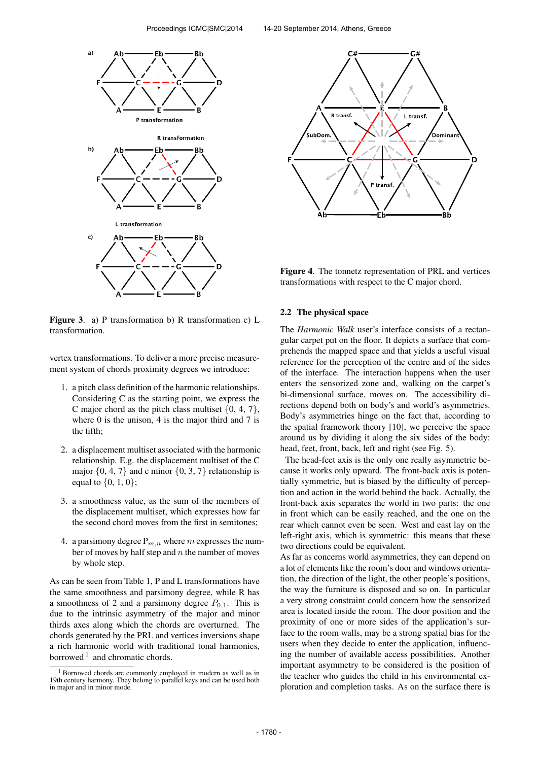**Figure 3**. a) P transformation b) R transformation c) L transformation.

vertex transformations. To deliver a more precise measurement system of chords proximity degrees we introduce:

1. a pitch class definition of the harmonic relationships. Considering C as the starting point, we express the C major chord as the pitch class multiset $\{0, 4, 7\}$, where 0 is the unison, 4 is the major third and 7 is the fifth;
2. a displacement multiset associated with the harmonic relationship. E.g. the displacement multiset of the C major $\{0, 4, 7\}$ and c minor $\{0, 3, 7\}$ relationship is equal to $\{0, 1, 0\}$;
3. a smoothness value, as the sum of the members of the displacement multiset, which expresses how far the second chord moves from the first in semitones;
4. a parsimony degree $P_{m,n}$ where $m$ expresses the number of moves by half step and $n$ the number of moves by whole step.

As can be seen from Table 1, P and L transformations have the same smoothness and parsimony degree, while R has a smoothness of 2 and a parsimony degree $P_{0,1}$. This is due to the intrinsic asymmetry of the major and minor thirds axes along which the chords are overturned. The chords generated by the PRL and vertices inversions shape a rich harmonic world with traditional tonal harmonies, borrowed [1] and chromatic chords.

[1] Borrowed chords are commonly employed in modern as well as in 19th century harmony. They belong to parallel keys and can be used both in major and in minor mode.

**Figure 4**. The tonnetz representation of PRL and vertices transformations with respect to the C major chord.

### 2.2 The physical space

The *Harmonic Walk* user's interface consists of a rectangular carpet put on the floor. It depicts a surface that comprehends the mapped space and that yields a useful visual reference for the perception of the centre and of the sides of the interface. The interaction happens when the user enters the sensorized zone and, walking on the carpet's bi-dimensional surface, moves on. The accessibility directions depend both on body's and world's asymmetries. Body's asymmetries hinge on the fact that, according to the spatial framework theory [10], we perceive the space around us by dividing it along the six sides of the body: head, feet, front, back, left and right (see Fig. 5).

The head-feet axis is the only one really asymmetric because it works only upward. The front-back axis is potentially symmetric, but is biased by the difficulty of perception and action in the world behind the back. Actually, the front-back axis separates the world in two parts: the one in front which can be easily reached, and the one on the rear which cannot even be seen. West and east lay on the left-right axis, which is symmetric: this means that these two directions could be equivalent.

As far as concerns world asymmetries, they can depend on a lot of elements like the room's door and windows orientation, the direction of the light, the other people's positions, the way the furniture is disposed and so on. In particular a very strong constraint could concern how the sensorized area is located inside the room. The door position and the proximity of one or more sides of the application's surface to the room walls, may be a strong spatial bias for the users when they decide to enter the application, influencing the number of available access possibilities. Another important asymmetry to be considered is the position of the teacher who guides the child in his environmental exploration and completion tasks. As on the surface there is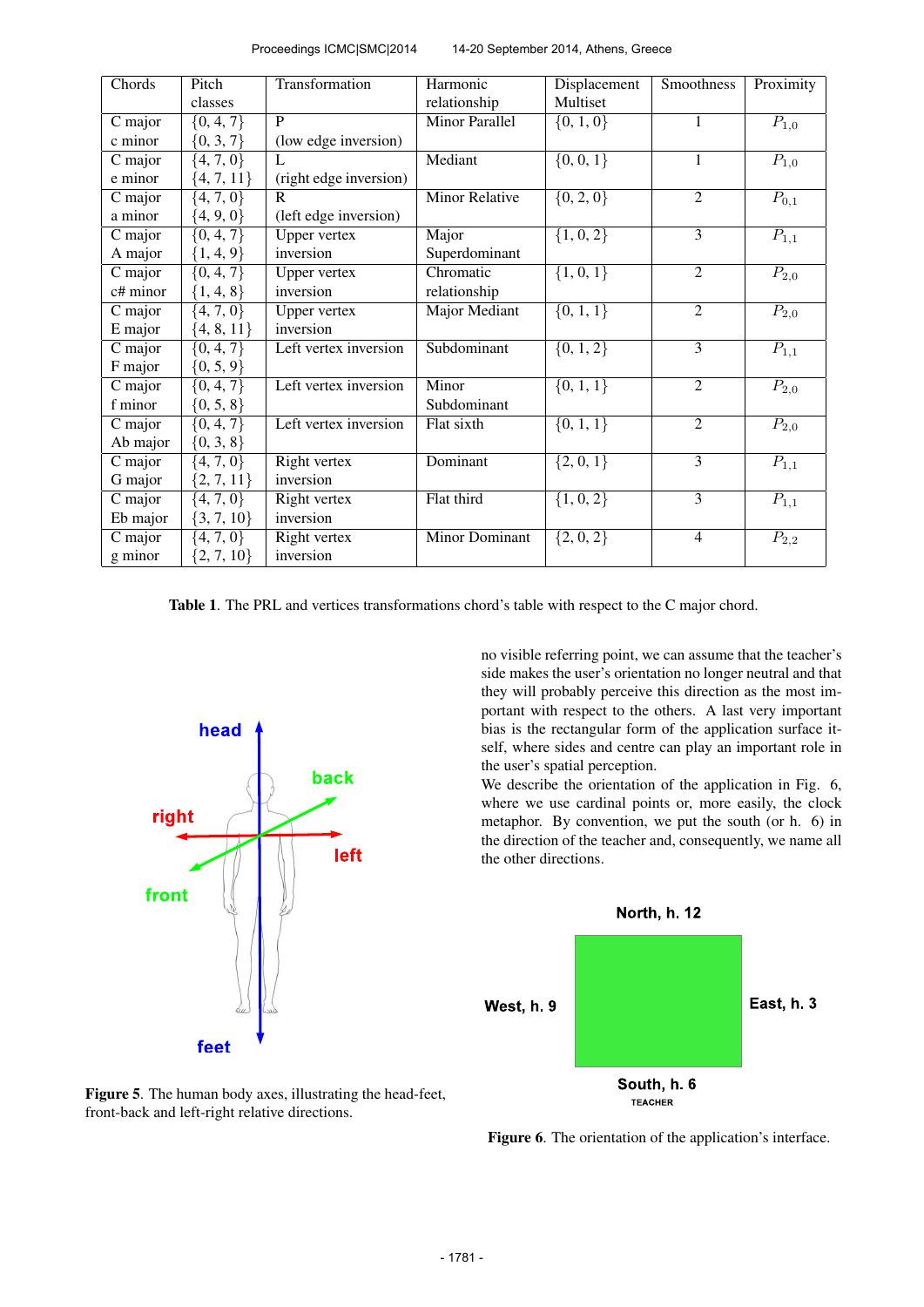| Chords | Pitch classes | Transformation | Harmonic relationship | Displacement Multiset | Smoothness | Proximity |
|---|---|---|---|---|---|---|
| C major<br>c minor | $\{0, 4, 7\}$<br>$\{0, 3, 7\}$ | P<br>(low edge inversion) | Minor Parallel | $\{0, 1, 0\}$ | 1 | $P_{1,0}$ |
| C major<br>e minor | $\{4, 7, 0\}$<br>$\{4, 7, 11\}$ | L<br>(right edge inversion) | Mediant | $\{0, 0, 1\}$ | 1 | $P_{1,0}$ |
| C major<br>a minor | $\{4, 7, 0\}$<br>$\{4, 9, 0\}$ | R<br>(left edge inversion) | Minor Relative | $\{0, 2, 0\}$ | 2 | $P_{0,1}$ |
| C major<br>A major | $\{0, 4, 7\}$<br>$\{1, 4, 9\}$ | Upper vertex inversion | Major Superdominant | $\{1, 0, 2\}$ | 3 | $P_{1,1}$ |
| C major<br>c# minor | $\{0, 4, 7\}$<br>$\{1, 4, 8\}$ | Upper vertex inversion | Chromatic relationship | $\{1, 0, 1\}$ | 2 | $P_{2,0}$ |
| C major<br>E major | $\{4, 7, 0\}$<br>$\{4, 8, 11\}$ | Upper vertex inversion | Major Mediant | $\{0, 1, 1\}$ | 2 | $P_{2,0}$ |
| C major<br>F major | $\{0, 4, 7\}$<br>$\{0, 5, 9\}$ | Left vertex inversion | Subdominant | $\{0, 1, 2\}$ | 3 | $P_{1,1}$ |
| C major<br>f minor | $\{0, 4, 7\}$<br>$\{0, 5, 8\}$ | Left vertex inversion | Minor Subdominant | $\{0, 1, 1\}$ | 2 | $P_{2,0}$ |
| C major<br>Ab major | $\{0, 4, 7\}$<br>$\{0, 3, 8\}$ | Left vertex inversion | Flat sixth | $\{0, 1, 1\}$ | 2 | $P_{2,0}$ |
| C major<br>G major | $\{4, 7, 0\}$<br>$\{2, 7, 11\}$ | Right vertex inversion | Dominant | $\{2, 0, 1\}$ | 3 | $P_{1,1}$ |
| C major<br>Eb major | $\{4, 7, 0\}$<br>$\{3, 7, 10\}$ | Right vertex inversion | Flat third | $\{1, 0, 2\}$ | 3 | $P_{1,1}$ |
| C major<br>g minor | $\{4, 7, 0\}$<br>$\{2, 7, 10\}$ | Right vertex inversion | Minor Dominant | $\{2, 0, 2\}$ | 4 | $P_{2,2}$ |

**Table 1**. The PRL and vertices transformations chord's table with respect to the C major chord.

**Figure 5**. The human body axes, illustrating the head-feet, front-back and left-right relative directions.

no visible referring point, we can assume that the teacher's side makes the user's orientation no longer neutral and that they will probably perceive this direction as the most important with respect to the others. A last very important bias is the rectangular form of the application surface itself, where sides and centre can play an important role in the user's spatial perception.

We describe the orientation of the application in Fig. 6, where we use cardinal points or, more easily, the clock metaphor. By convention, we put the south (or h. 6) in the direction of the teacher and, consequently, we name all the other directions.

**Figure 6**. The orientation of the application's interface.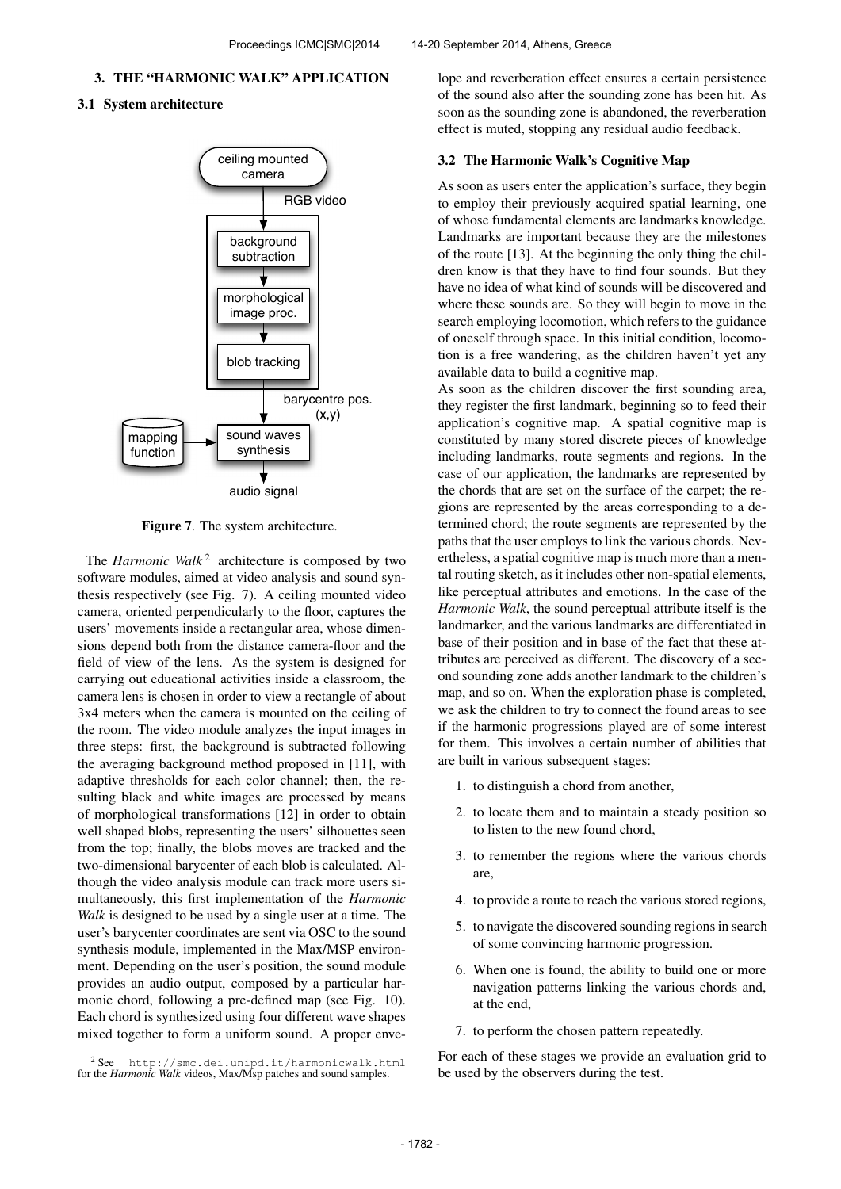## 3. THE "HARMONIC WALK" APPLICATION

### 3.1 System architecture

Figure 7. The system architecture.

The *Harmonic Walk* [2] architecture is composed by two software modules, aimed at video analysis and sound synthesis respectively (see Fig. 7). A ceiling mounted video camera, oriented perpendicularly to the floor, captures the users' movements inside a rectangular area, whose dimensions depend both from the distance camera-floor and the field of view of the lens. As the system is designed for carrying out educational activities inside a classroom, the camera lens is chosen in order to view a rectangle of about 3x4 meters when the camera is mounted on the ceiling of the room. The video module analyzes the input images in three steps: first, the background is subtracted following the averaging background method proposed in [11], with adaptive thresholds for each color channel; then, the resulting black and white images are processed by means of morphological transformations [12] in order to obtain well shaped blobs, representing the users' silhouettes seen from the top; finally, the blobs moves are tracked and the two-dimensional barycenter of each blob is calculated. Although the video analysis module can track more users simultaneously, this first implementation of the *Harmonic Walk* is designed to be used by a single user at a time. The user's barycenter coordinates are sent via OSC to the sound synthesis module, implemented in the Max/MSP environment. Depending on the user's position, the sound module provides an audio output, composed by a particular harmonic chord, following a pre-defined map (see Fig. 10). Each chord is synthesized using four different wave shapes mixed together to form a uniform sound. A proper envelope and reverberation effect ensures a certain persistence of the sound also after the sounding zone has been hit. As soon as the sounding zone is abandoned, the reverberation effect is muted, stopping any residual audio feedback.

[2] See http://smc.dei.unipd.it/harmonicwalk.html for the *Harmonic Walk* videos, Max/Msp patches and sound samples.

### 3.2 The Harmonic Walk's Cognitive Map

As soon as users enter the application's surface, they begin to employ their previously acquired spatial learning, one of whose fundamental elements are landmarks knowledge. Landmarks are important because they are the milestones of the route [13]. At the beginning the only thing the children know is that they have to find four sounds. But they have no idea of what kind of sounds will be discovered and where these sounds are. So they will begin to move in the search employing locomotion, which refers to the guidance of oneself through space. In this initial condition, locomotion is a free wandering, as the children haven't yet any available data to build a cognitive map.

As soon as the children discover the first sounding area, they register the first landmark, beginning so to feed their application's cognitive map. A spatial cognitive map is constituted by many stored discrete pieces of knowledge including landmarks, route segments and regions. In the case of our application, the landmarks are represented by the chords that are set on the surface of the carpet; the regions are represented by the areas corresponding to a determined chord; the route segments are represented by the paths that the user employs to link the various chords. Nevertheless, a spatial cognitive map is much more than a mental routing sketch, as it includes other non-spatial elements, like perceptual attributes and emotions. In the case of the *Harmonic Walk*, the sound perceptual attribute itself is the landmarker, and the various landmarks are differentiated in base of their position and in base of the fact that these attributes are perceived as different. The discovery of a second sounding zone adds another landmark to the children's map, and so on. When the exploration phase is completed, we ask the children to try to connect the found areas to see if the harmonic progressions played are of some interest for them. This involves a certain number of abilities that are built in various subsequent stages:

1. to distinguish a chord from another,
2. to locate them and to maintain a steady position so to listen to the new found chord,
3. to remember the regions where the various chords are,
4. to provide a route to reach the various stored regions,
5. to navigate the discovered sounding regions in search of some convincing harmonic progression.
6. When one is found, the ability to build one or more navigation patterns linking the various chords and, at the end,
7. to perform the chosen pattern repeatedly.

For each of these stages we provide an evaluation grid to be used by the observers during the test.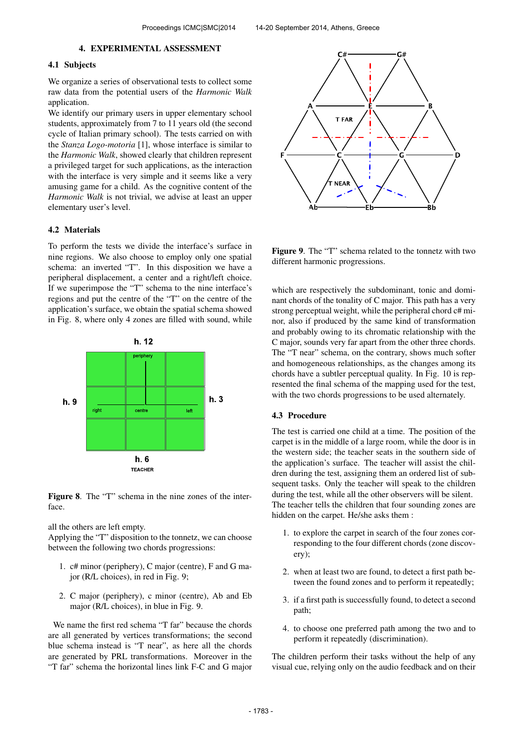## 4. EXPERIMENTAL ASSESSMENT

### 4.1 Subjects

We organize a series of observational tests to collect some raw data from the potential users of the *Harmonic Walk* application.
We identify our primary users in upper elementary school students, approximately from 7 to 11 years old (the second cycle of Italian primary school). The tests carried on with the *Stanza Logo-motoria* [1], whose interface is similar to the *Harmonic Walk*, showed clearly that children represent a privileged target for such applications, as the interaction with the interface is very simple and it seems like a very amusing game for a child. As the cognitive content of the *Harmonic Walk* is not trivial, we advise at least an upper elementary user's level.

### 4.2 Materials

To perform the tests we divide the interface's surface in nine regions. We also choose to employ only one spatial schema: an inverted "T". In this disposition we have a peripheral displacement, a center and a right/left choice. If we superimpose the "T" schema to the nine interface's regions and put the centre of the "T" on the centre of the application's surface, we obtain the spatial schema showed in Fig. 8, where only 4 zones are filled with sound, while all the others are left empty.

**Figure 8**. The "T" schema in the nine zones of the interface.

Applying the "T" disposition to the tonnetz, we can choose between the following two chords progressions:

1. c# minor (periphery), C major (centre), F and G major (R/L choices), in red in Fig. 9;
2. C major (periphery), c minor (centre), Ab and Eb major (R/L choices), in blue in Fig. 9.

We name the first red schema "T far" because the chords are all generated by vertices transformations; the second blue schema instead is "T near", as here all the chords are generated by PRL transformations. Moreover in the "T far" schema the horizontal lines link F-C and G major which are respectively the subdominant, tonic and dominant chords of the tonality of C major. This path has a very strong perceptual weight, while the peripheral chord c# minor, also if produced by the same kind of transformation and probably owing to its chromatic relationship with the C major, sounds very far apart from the other three chords. The "T near" schema, on the contrary, shows much softer and homogeneous relationships, as the changes among its chords have a subtler perceptual quality. In Fig. 10 is represented the final schema of the mapping used for the test, with the two chords progressions to be used alternately.

**Figure 9**. The "T" schema related to the tonnetz with two different harmonic progressions.

### 4.3 Procedure

The test is carried one child at a time. The position of the carpet is in the middle of a large room, while the door is in the western side; the teacher seats in the southern side of the application's surface. The teacher will assist the children during the test, assigning them an ordered list of subsequent tasks. Only the teacher will speak to the children during the test, while all the other observers will be silent. The teacher tells the children that four sounding zones are hidden on the carpet. He/she asks them :

1. to explore the carpet in search of the four zones corresponding to the four different chords (zone discovery);
2. when at least two are found, to detect a first path between the found zones and to perform it repeatedly;
3. if a first path is successfully found, to detect a second path;
4. to choose one preferred path among the two and to perform it repeatedly (discrimination).

The children perform their tasks without the help of any visual cue, relying only on the audio feedback and on their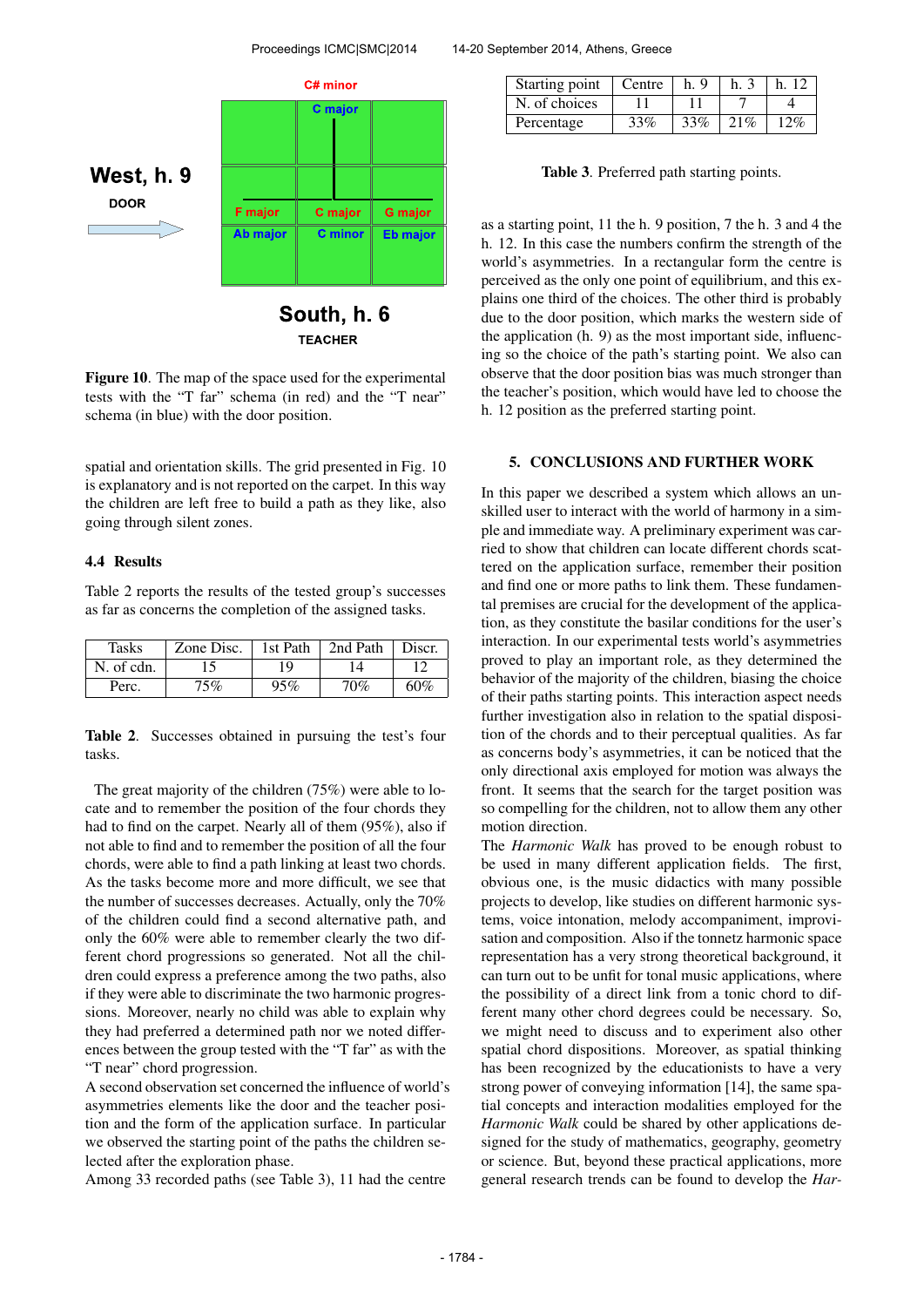West, h. 9

DOOR

C# minor

C major

F major | C major | G major

Ab major | C minor | Eb major

South, h. 6

TEACHER

**Figure 10**. The map of the space used for the experimental tests with the "T far" schema (in red) and the "T near" schema (in blue) with the door position.

spatial and orientation skills. The grid presented in Fig. 10 is explanatory and is not reported on the carpet. In this way the children are left free to build a path as they like, also going through silent zones.

### 4.4 Results

Table 2 reports the results of the tested group's successes as far as concerns the completion of the assigned tasks.

| Tasks | Zone Disc. | 1st Path | 2nd Path | Discr. |
|---|---|---|---|---|
| N. of cdn. | 15 | 19 | 14 | 12 |
| Perc. | 75% | 95% | 70% | 60% |

**Table 2**. Successes obtained in pursuing the test's four tasks.

The great majority of the children (75%) were able to locate and to remember the position of the four chords they had to find on the carpet. Nearly all of them (95%), also if not able to find and to remember the position of all the four chords, were able to find a path linking at least two chords. As the tasks become more and more difficult, we see that the number of successes decreases. Actually, only the 70% of the children could find a second alternative path, and only the 60% were able to remember clearly the two different chord progressions so generated. Not all the children could express a preference among the two paths, also if they were able to discriminate the two harmonic progressions. Moreover, nearly no child was able to explain why they had preferred a determined path nor we noted differences between the group tested with the "T far" as with the "T near" chord progression.

A second observation set concerned the influence of world's asymmetries elements like the door and the teacher position and the form of the application surface. In particular we observed the starting point of the paths the children selected after the exploration phase.

Among 33 recorded paths (see Table 3), 11 had the centre as a starting point, 11 the h. 9 position, 7 the h. 3 and 4 the h. 12. In this case the numbers confirm the strength of the world's asymmetries. In a rectangular form the centre is perceived as the only one point of equilibrium, and this explains one third of the choices. The other third is probably due to the door position, which marks the western side of the application (h. 9) as the most important side, influencing so the choice of the path's starting point. We also can observe that the door position bias was much stronger than the teacher's position, which would have led to choose the h. 12 position as the preferred starting point.

| Starting point | Centre | h. 9 | h. 3 | h. 12 |
|---|---|---|---|---|
| N. of choices | 11 | 11 | 7 | 4 |
| Percentage | 33% | 33% | 21% | 12% |

**Table 3**. Preferred path starting points.

## 5. CONCLUSIONS AND FURTHER WORK

In this paper we described a system which allows an unskilled user to interact with the world of harmony in a simple and immediate way. A preliminary experiment was carried out to show that children can locate different chords scattered on the application surface, remember their position and find one or more paths to link them. These fundamental premises are crucial for the development of the application, as they constitute the basilar conditions for the user's interaction. In our experimental tests world's asymmetries proved to play an important role, as they determined the behavior of the majority of the children, biasing the choice of their paths starting points. This interaction aspect needs further investigation also in relation to the spatial disposition of the chords and to their perceptual qualities. As far as concerns body's asymmetries, it can be noticed that the only directional axis employed for motion was always the front. It seems that the search for the target position was so compelling for the children, not to allow them any other motion direction.

The *Harmonic Walk* has proved to be enough robust to be used in many different application fields. The first, obvious one, is the music didactics with many possible projects to develop, like studies on different harmonic systems, voice intonation, melody accompaniment, improvisation and composition. Also if the tonnetz harmonic space representation has a very strong theoretical background, it can turn out to be unfit for tonal music applications, where the possibility of a direct link from a tonic chord to different many other chord degrees could be necessary. So, we might need to discuss and to experiment also other spatial chord dispositions. Moreover, as spatial thinking has been recognized by the educationists to have a very strong power of conveying information [14], the same spatial concepts and interaction modalities employed for the *Harmonic Walk* could be shared by other applications designed for the study of mathematics, geography, geometry or science. But, beyond these practical applications, more general research trends can be found to develop the *Har-*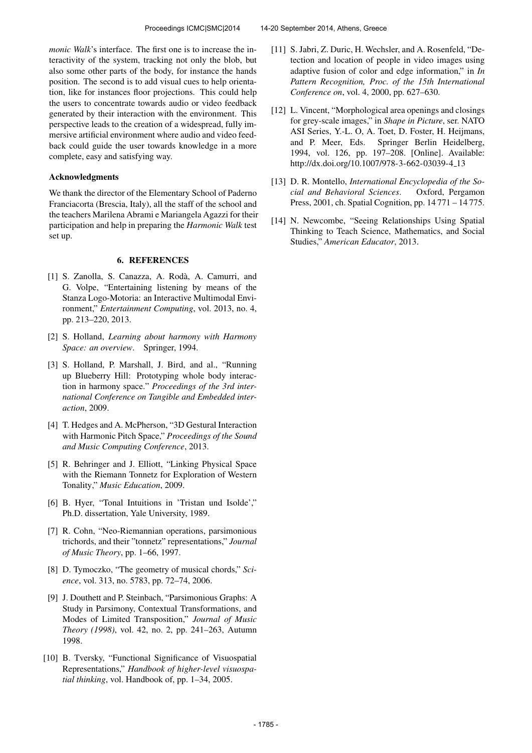*monic Walk*'s interface. The first one is to increase the interactivity of the system, tracking not only the blob, but also some other parts of the body, for instance the hands position. The second is to add visual cues to help orientation, like for instances floor projections. This could help the users to concentrate towards audio or video feedback generated by their interaction with the environment. This perspective leads to the creation of a widespread, fully immersive artificial environment where audio and video feedback could guide the user towards knowledge in a more complete, easy and satisfying way.

### Acknowledgments

We thank the director of the Elementary School of Paderno Franciacorta (Brescia, Italy), all the staff of the school and the teachers Marilena Abrami e Mariangela Agazzi for their participation and help in preparing the *Harmonic Walk* test set up.

## 6. REFERENCES

[1] S. Zanolla, S. Canazza, A. Rodà, A. Camurri, and G. Volpe, "Entertaining listening by means of the Stanza Logo-Motoria: an Interactive Multimodal Environment," *Entertainment Computing*, vol. 2013, no. 4, pp. 213–220, 2013.

[2] S. Holland, *Learning about harmony with Harmony Space: an overview*. Springer, 1994.

[3] S. Holland, P. Marshall, J. Bird, and al., "Running up Blueberry Hill: Prototyping whole body interaction in harmony space." *Proceedings of the 3rd international Conference on Tangible and Embedded interaction*, 2009.

[4] T. Hedges and A. McPherson, "3D Gestural Interaction with Harmonic Pitch Space," *Proceedings of the Sound and Music Computing Conference*, 2013.

[5] R. Behringer and J. Elliott, "Linking Physical Space with the Riemann Tonnetz for Exploration of Western Tonality," *Music Education*, 2009.

[6] B. Hyer, "Tonal Intuitions in 'Tristan und Isolde'," Ph.D. dissertation, Yale University, 1989.

[7] R. Cohn, "Neo-Riemannian operations, parsimonious trichords, and their "tonnetz" representations," *Journal of Music Theory*, pp. 1–66, 1997.

[8] D. Tymoczko, "The geometry of musical chords," *Science*, vol. 313, no. 5783, pp. 72–74, 2006.

[9] J. Douthett and P. Steinbach, "Parsimonious Graphs: A Study in Parsimony, Contextual Transformations, and Modes of Limited Transposition," *Journal of Music Theory (1998)*, vol. 42, no. 2, pp. 241–263, Autumn 1998.

[10] B. Tversky, "Functional Significance of Visuospatial Representations," *Handbook of higher-level visuospatial thinking*, vol. Handbook of, pp. 1–34, 2005.

[11] S. Jabri, Z. Duric, H. Wechsler, and A. Rosenfeld, "Detection and location of people in video images using adaptive fusion of color and edge information," in *In Pattern Recognition, Proc. of the 15th International Conference on*, vol. 4, 2000, pp. 627–630.

[12] L. Vincent, "Morphological area openings and closings for grey-scale images," in *Shape in Picture*, ser. NATO ASI Series, Y.-L. O, A. Toet, D. Foster, H. Heijmans, and P. Meer, Eds. Springer Berlin Heidelberg, 1994, vol. 126, pp. 197–208. [Online]. Available: http://dx.doi.org/10.1007/978-3-662-03039-4_13

[13] D. R. Montello, *International Encyclopedia of the Social and Behavioral Sciences*. Oxford, Pergamon Press, 2001, ch. Spatial Cognition, pp. 14 771 – 14 775.

[14] N. Newcombe, "Seeing Relationships Using Spatial Thinking to Teach Science, Mathematics, and Social Studies," *American Educator*, 2013.